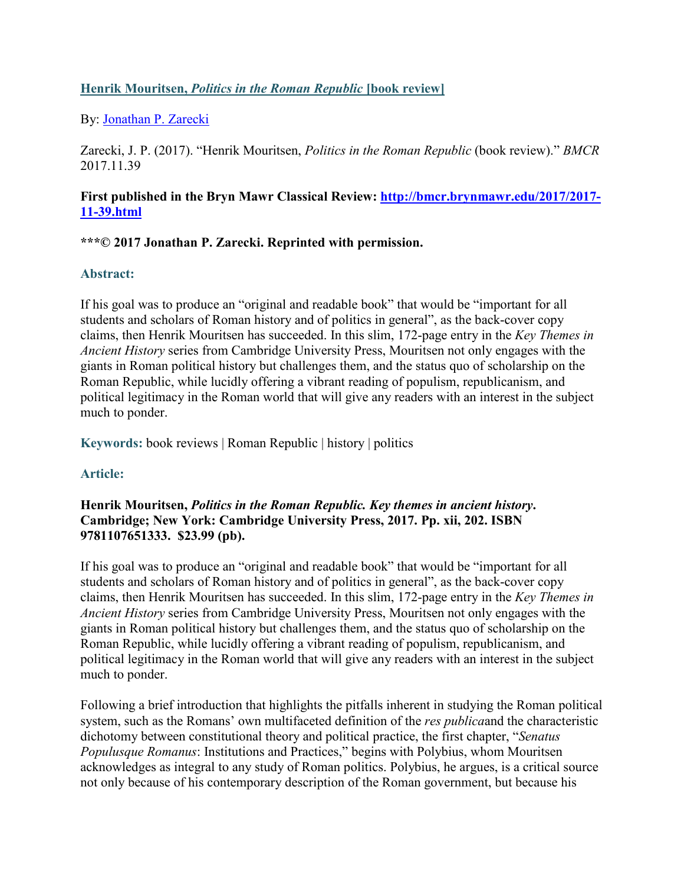## [Henrik Mouritsen, *Politics in the Roman Republic* [book review]](#)

By: [Jonathan P. Zarecki](#)

Zarecki, J. P. (2017). "Henrik Mouritsen, *Politics in the Roman Republic* (book review)." *BMCR* 2017.11.39

**First published in the Bryn Mawr Classical Review: [http://bmcr.brynmawr.edu/2017/2017-11-39.html](http://bmcr.brynmawr.edu/2017/2017-11-39.html)**

**\*\*\*© 2017 Jonathan P. Zarecki. Reprinted with permission.**

### Abstract:

If his goal was to produce an "original and readable book" that would be "important for all students and scholars of Roman history and of politics in general", as the back-cover copy claims, then Henrik Mouritsen has succeeded. In this slim, 172-page entry in the *Key Themes in Ancient History* series from Cambridge University Press, Mouritsen not only engages with the giants in Roman political history but challenges them, and the status quo of scholarship on the Roman Republic, while lucidly offering a vibrant reading of populism, republicanism, and political legitimacy in the Roman world that will give any readers with an interest in the subject much to ponder.

**Keywords:** book reviews | Roman Republic | history | politics

### Article:

**Henrik Mouritsen, *Politics in the Roman Republic. Key themes in ancient history*. Cambridge; New York: Cambridge University Press, 2017. Pp. xii, 202. ISBN 9781107651333. $23.99 (pb).**

If his goal was to produce an "original and readable book" that would be "important for all students and scholars of Roman history and of politics in general", as the back-cover copy claims, then Henrik Mouritsen has succeeded. In this slim, 172-page entry in the *Key Themes in Ancient History* series from Cambridge University Press, Mouritsen not only engages with the giants in Roman political history but challenges them, and the status quo of scholarship on the Roman Republic, while lucidly offering a vibrant reading of populism, republicanism, and political legitimacy in the Roman world that will give any readers with an interest in the subject much to ponder.

Following a brief introduction that highlights the pitfalls inherent in studying the Roman political system, such as the Romans' own multifaceted definition of the *res publica*and the characteristic dichotomy between constitutional theory and political practice, the first chapter, "*Senatus Populusque Romanus*: Institutions and Practices," begins with Polybius, whom Mouritsen acknowledges as integral to any study of Roman politics. Polybius, he argues, is a critical source not only because of his contemporary description of the Roman government, but because his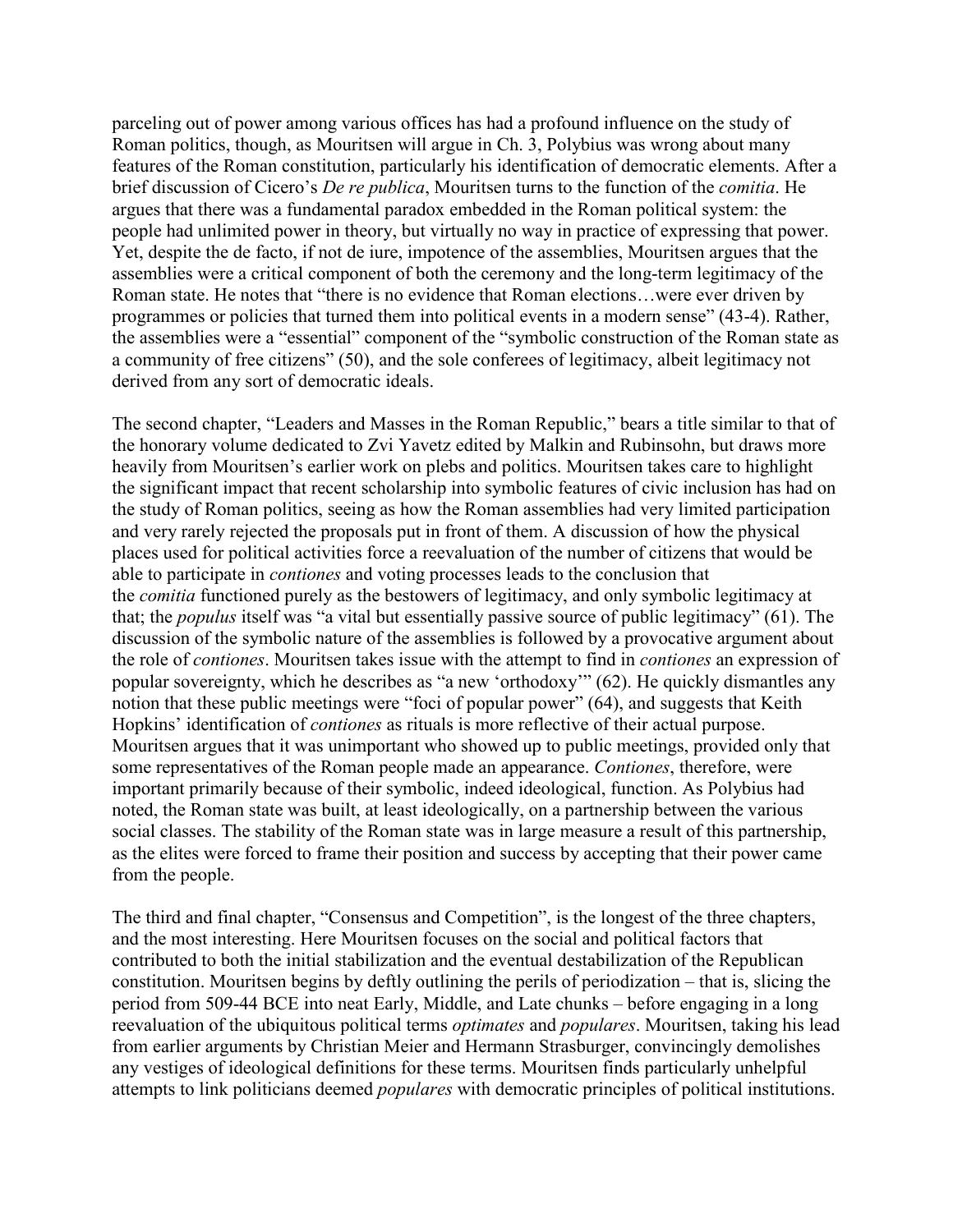parceling out of power among various offices has had a profound influence on the study of Roman politics, though, as Mouritsen will argue in Ch. 3, Polybius was wrong about many features of the Roman constitution, particularly his identification of democratic elements. After a brief discussion of Cicero's *De re publica*, Mouritsen turns to the function of the *comitia*. He argues that there was a fundamental paradox embedded in the Roman political system: the people had unlimited power in theory, but virtually no way in practice of expressing that power. Yet, despite the de facto, if not de iure, impotence of the assemblies, Mouritsen argues that the assemblies were a critical component of both the ceremony and the long-term legitimacy of the Roman state. He notes that "there is no evidence that Roman elections…were ever driven by programmes or policies that turned them into political events in a modern sense" (43-4). Rather, the assemblies were a "essential" component of the "symbolic construction of the Roman state as a community of free citizens" (50), and the sole conferees of legitimacy, albeit legitimacy not derived from any sort of democratic ideals.

The second chapter, "Leaders and Masses in the Roman Republic," bears a title similar to that of the honorary volume dedicated to Zvi Yavetz edited by Malkin and Rubinsohn, but draws more heavily from Mouritsen's earlier work on plebs and politics. Mouritsen takes care to highlight the significant impact that recent scholarship into symbolic features of civic inclusion has had on the study of Roman politics, seeing as how the Roman assemblies had very limited participation and very rarely rejected the proposals put in front of them. A discussion of how the physical places used for political activities force a reevaluation of the number of citizens that would be able to participate in *contiones* and voting processes leads to the conclusion that the *comitia* functioned purely as the bestowers of legitimacy, and only symbolic legitimacy at that; the *populus* itself was "a vital but essentially passive source of public legitimacy" (61). The discussion of the symbolic nature of the assemblies is followed by a provocative argument about the role of *contiones*. Mouritsen takes issue with the attempt to find in *contiones* an expression of popular sovereignty, which he describes as "a new 'orthodoxy'" (62). He quickly dismantles any notion that these public meetings were "foci of popular power" (64), and suggests that Keith Hopkins' identification of *contiones* as rituals is more reflective of their actual purpose. Mouritsen argues that it was unimportant who showed up to public meetings, provided only that some representatives of the Roman people made an appearance. *Contiones*, therefore, were important primarily because of their symbolic, indeed ideological, function. As Polybius had noted, the Roman state was built, at least ideologically, on a partnership between the various social classes. The stability of the Roman state was in large measure a result of this partnership, as the elites were forced to frame their position and success by accepting that their power came from the people.

The third and final chapter, "Consensus and Competition", is the longest of the three chapters, and the most interesting. Here Mouritsen focuses on the social and political factors that contributed to both the initial stabilization and the eventual destabilization of the Republican constitution. Mouritsen begins by deftly outlining the perils of periodization – that is, slicing the period from 509-44 BCE into neat Early, Middle, and Late chunks – before engaging in a long reevaluation of the ubiquitous political terms *optimates* and *populares*. Mouritsen, taking his lead from earlier arguments by Christian Meier and Hermann Strasburger, convincingly demolishes any vestiges of ideological definitions for these terms. Mouritsen finds particularly unhelpful attempts to link politicians deemed *populares* with democratic principles of political institutions.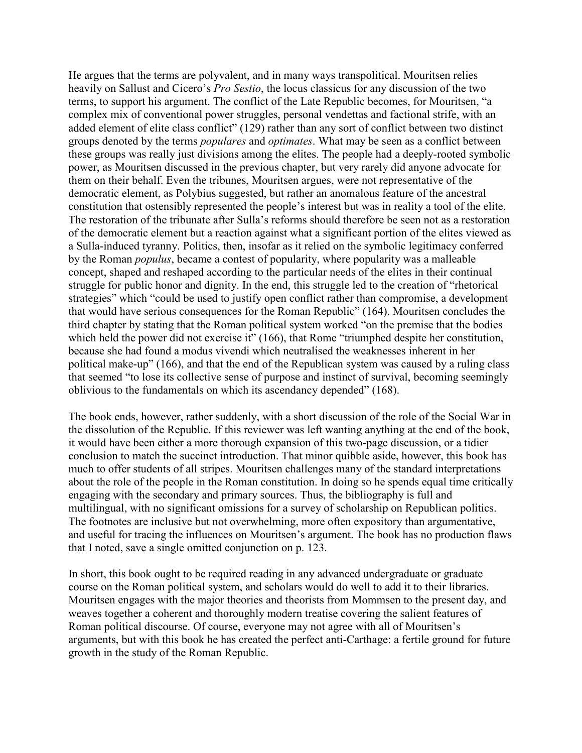He argues that the terms are polyvalent, and in many ways transpolitical. Mouritsen relies heavily on Sallust and Cicero's *Pro Sestio*, the locus classicus for any discussion of the two terms, to support his argument. The conflict of the Late Republic becomes, for Mouritsen, "a complex mix of conventional power struggles, personal vendettas and factional strife, with an added element of elite class conflict" (129) rather than any sort of conflict between two distinct groups denoted by the terms *populares* and *optimates*. What may be seen as a conflict between these groups was really just divisions among the elites. The people had a deeply-rooted symbolic power, as Mouritsen discussed in the previous chapter, but very rarely did anyone advocate for them on their behalf. Even the tribunes, Mouritsen argues, were not representative of the democratic element, as Polybius suggested, but rather an anomalous feature of the ancestral constitution that ostensibly represented the people's interest but was in reality a tool of the elite. The restoration of the tribunate after Sulla's reforms should therefore be seen not as a restoration of the democratic element but a reaction against what a significant portion of the elites viewed as a Sulla-induced tyranny. Politics, then, insofar as it relied on the symbolic legitimacy conferred by the Roman *populus*, became a contest of popularity, where popularity was a malleable concept, shaped and reshaped according to the particular needs of the elites in their continual struggle for public honor and dignity. In the end, this struggle led to the creation of "rhetorical strategies" which "could be used to justify open conflict rather than compromise, a development that would have serious consequences for the Roman Republic" (164). Mouritsen concludes the third chapter by stating that the Roman political system worked "on the premise that the bodies which held the power did not exercise it" (166), that Rome "triumphed despite her constitution, because she had found a modus vivendi which neutralised the weaknesses inherent in her political make-up" (166), and that the end of the Republican system was caused by a ruling class that seemed "to lose its collective sense of purpose and instinct of survival, becoming seemingly oblivious to the fundamentals on which its ascendancy depended" (168).

The book ends, however, rather suddenly, with a short discussion of the role of the Social War in the dissolution of the Republic. If this reviewer was left wanting anything at the end of the book, it would have been either a more thorough expansion of this two-page discussion, or a tidier conclusion to match the succinct introduction. That minor quibble aside, however, this book has much to offer students of all stripes. Mouritsen challenges many of the standard interpretations about the role of the people in the Roman constitution. In doing so he spends equal time critically engaging with the secondary and primary sources. Thus, the bibliography is full and multilingual, with no significant omissions for a survey of scholarship on Republican politics. The footnotes are inclusive but not overwhelming, more often expository than argumentative, and useful for tracing the influences on Mouritsen's argument. The book has no production flaws that I noted, save a single omitted conjunction on p. 123.

In short, this book ought to be required reading in any advanced undergraduate or graduate course on the Roman political system, and scholars would do well to add it to their libraries. Mouritsen engages with the major theories and theorists from Mommsen to the present day, and weaves together a coherent and thoroughly modern treatise covering the salient features of Roman political discourse. Of course, everyone may not agree with all of Mouritsen's arguments, but with this book he has created the perfect anti-Carthage: a fertile ground for future growth in the study of the Roman Republic.